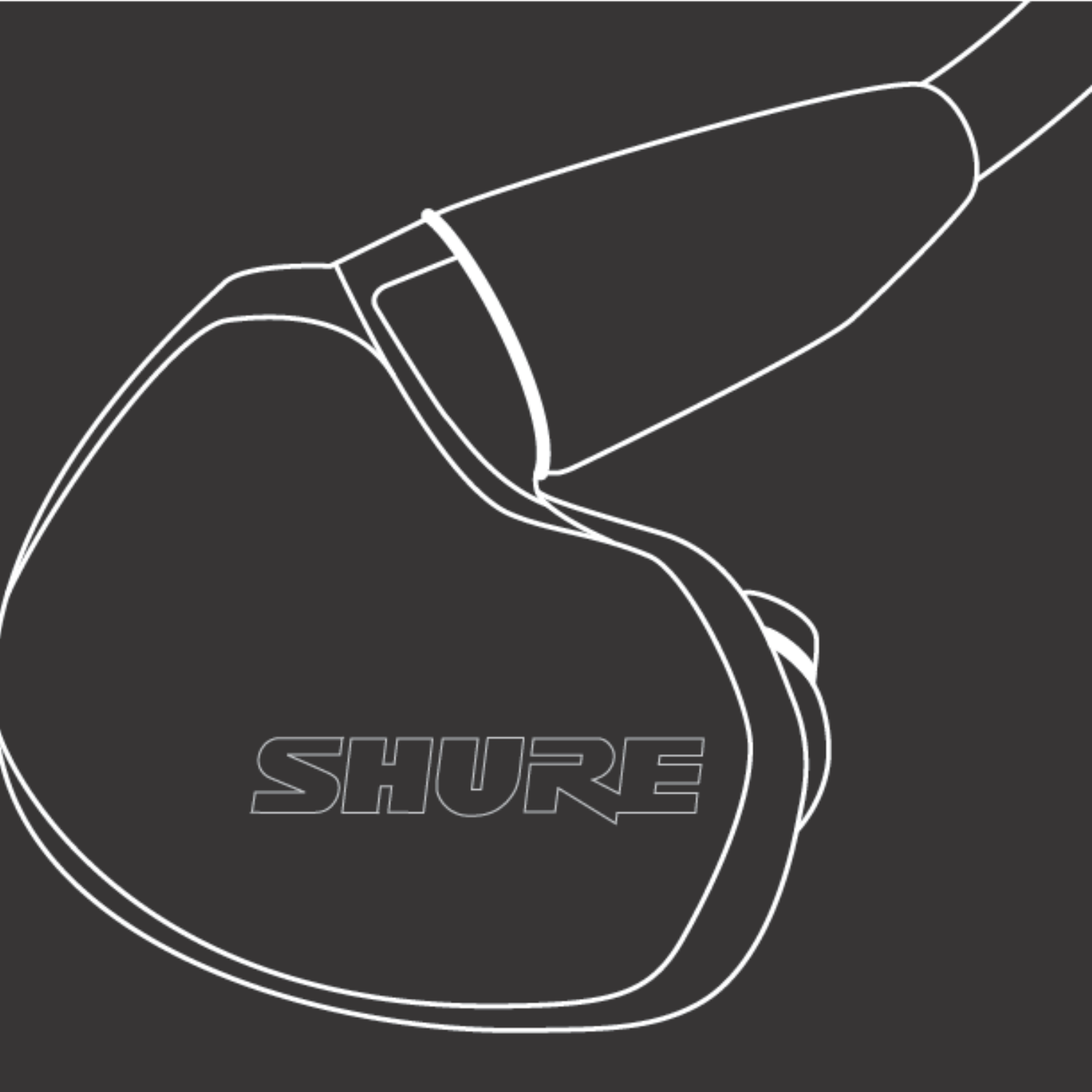SHURE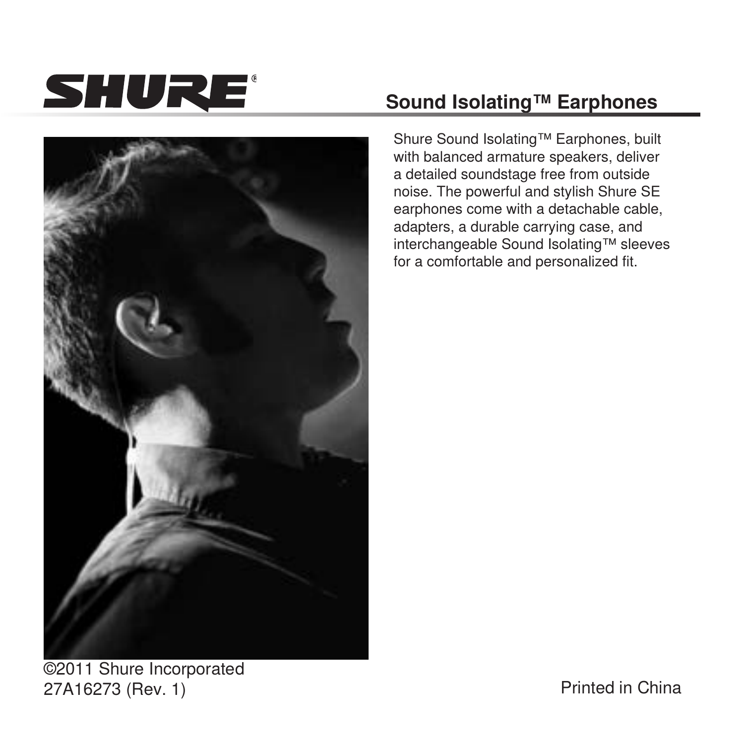SHURE®

## Sound Isolating™ Earphones

Shure Sound Isolating™ Earphones, built with balanced armature speakers, deliver a detailed soundstage free from outside noise. The powerful and stylish Shure SE earphones come with a detachable cable, adapters, a durable carrying case, and interchangeable Sound Isolating™ sleeves for a comfortable and personalized fit.

©2011 Shure Incorporated
27A16273 (Rev. 1)

Printed in China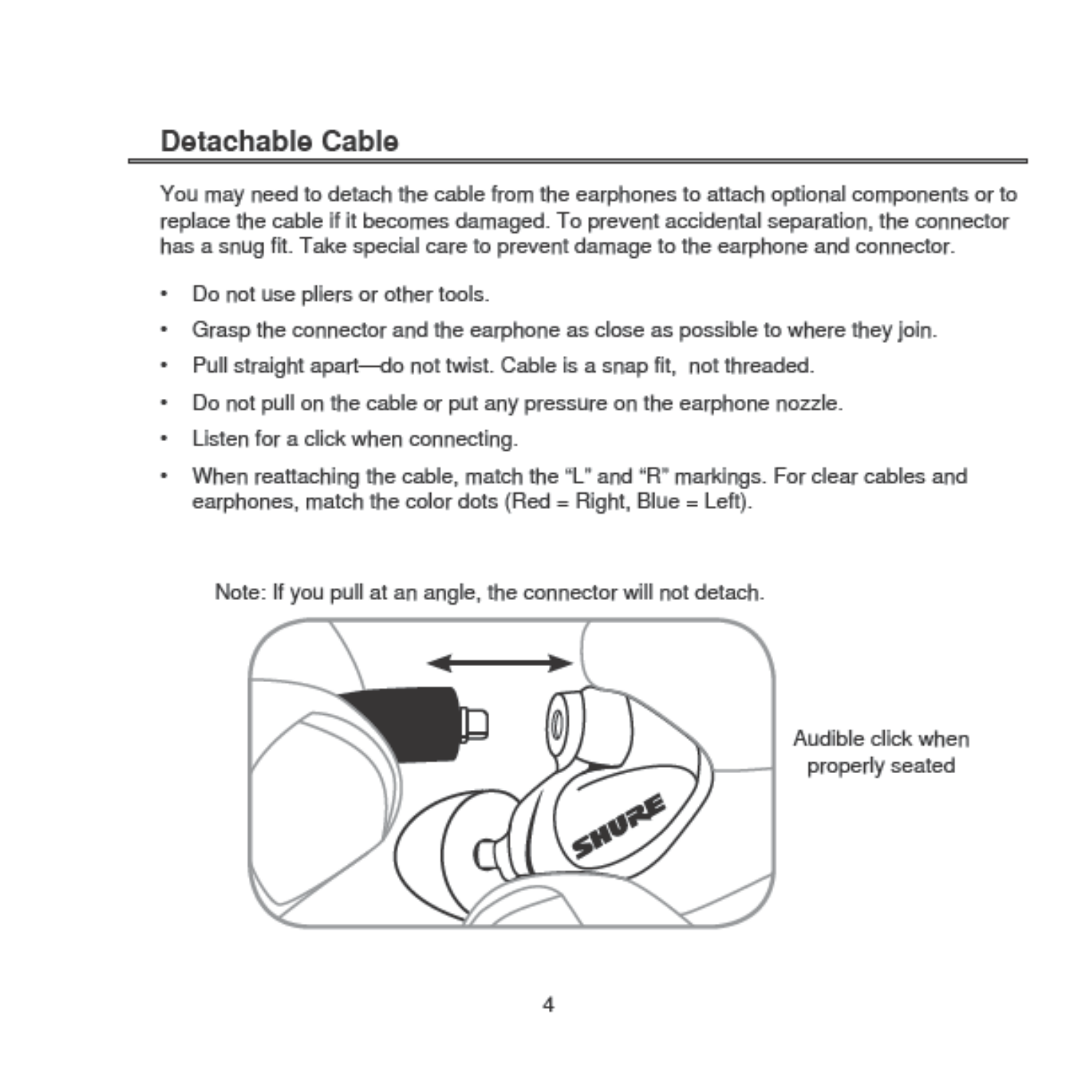## Detachable Cable

You may need to detach the cable from the earphones to attach optional components or to replace the cable if it becomes damaged. To prevent accidental separation, the connector has a snug fit. Take special care to prevent damage to the earphone and connector.

- Do not use pliers or other tools.
- Grasp the connector and the earphone as close as possible to where they join.
- Pull straight apart—do not twist. Cable is a snap fit,  not threaded.
- Do not pull on the cable or put any pressure on the earphone nozzle.
- Listen for a click when connecting.
- When reattaching the cable, match the "L" and "R" markings. For clear cables and earphones, match the color dots (Red = Right, Blue = Left).

Note: If you pull at an angle, the connector will not detach.

Audible click when properly seated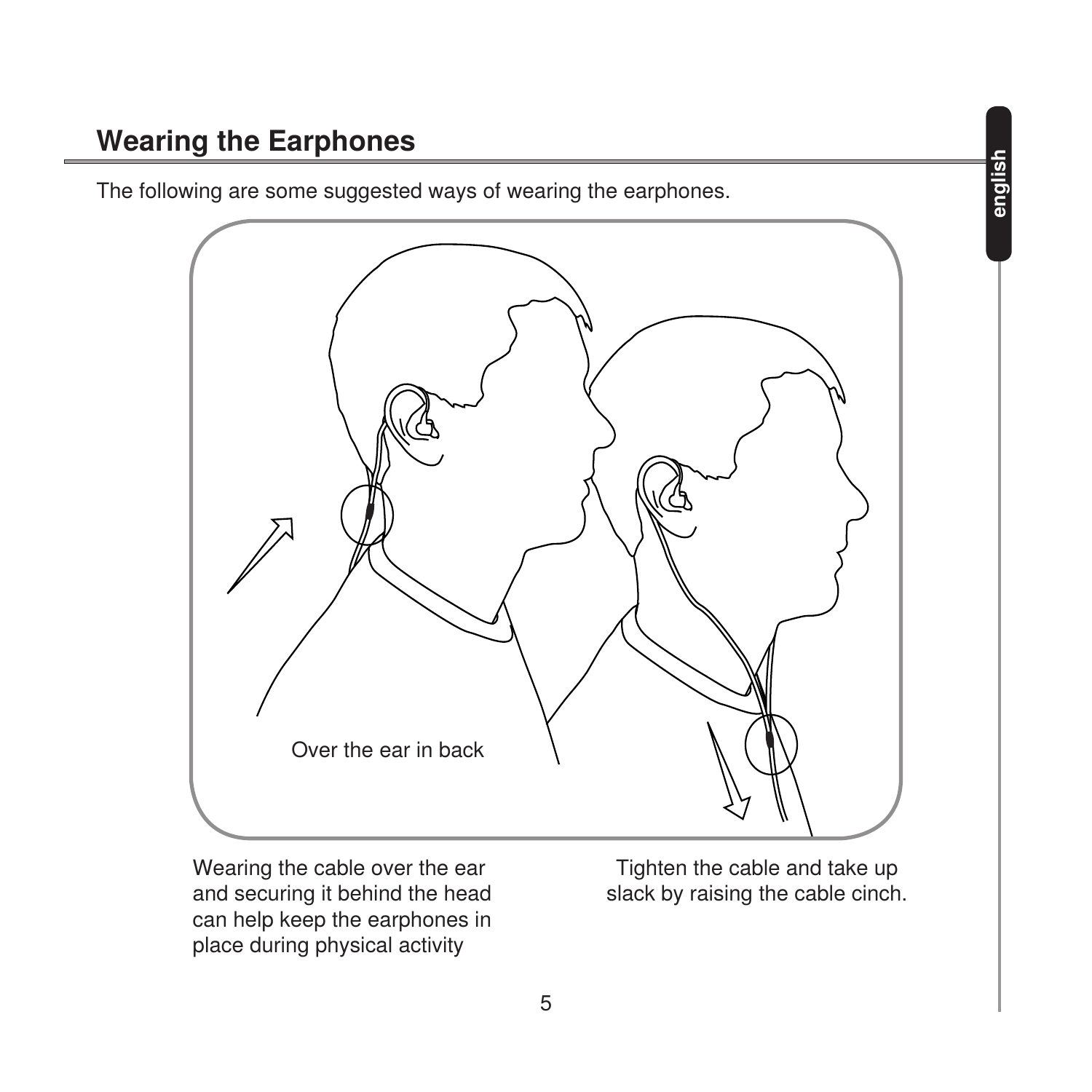## Wearing the Earphones

The following are some suggested ways of wearing the earphones.

Over the ear in back

Wearing the cable over the ear and securing it behind the head can help keep the earphones in place during physical activity

Tighten the cable and take up slack by raising the cable cinch.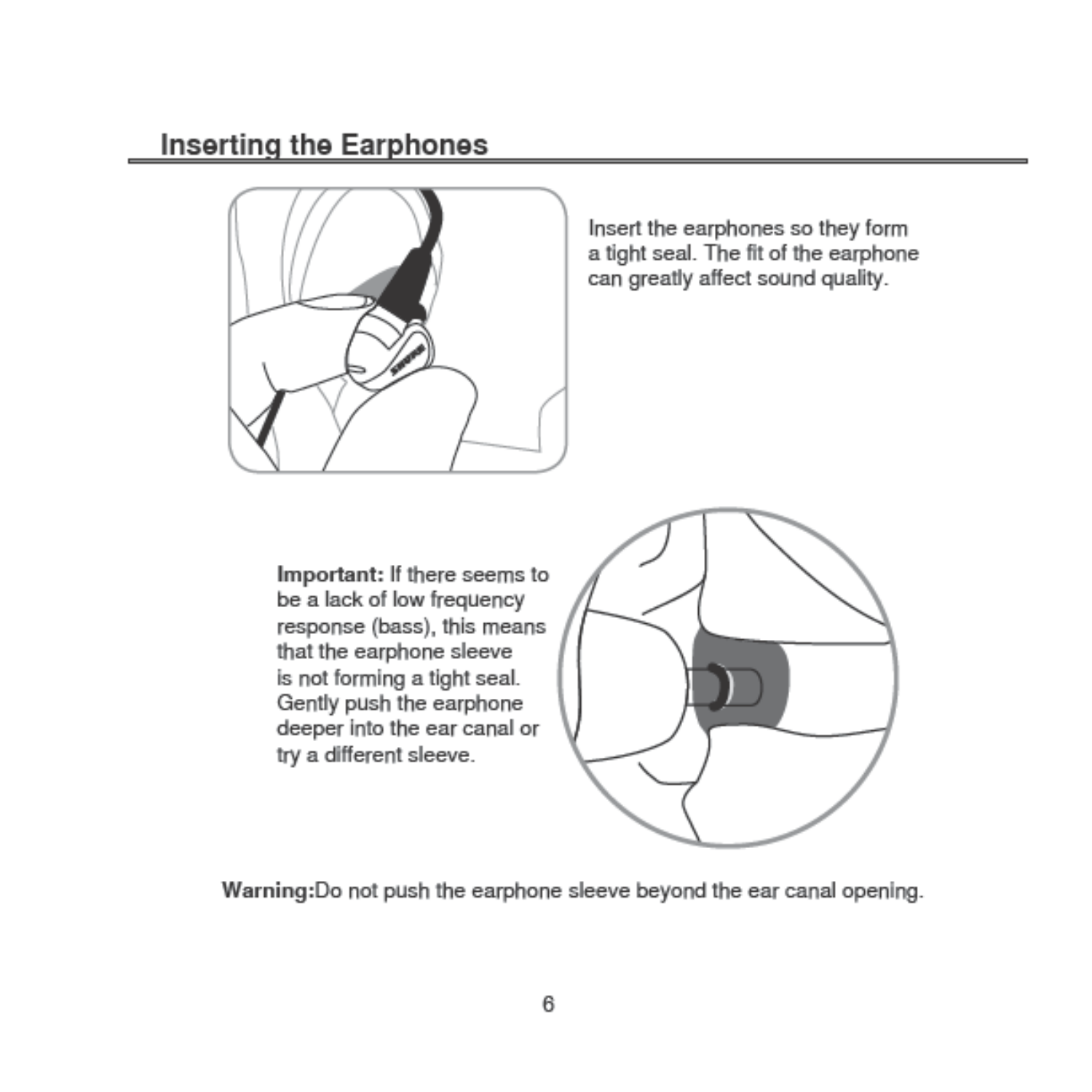## Inserting the Earphones

Insert the earphones so they form a tight seal. The fit of the earphone can greatly affect sound quality.

**Important:** If there seems to be a lack of low frequency response (bass), this means that the earphone sleeve is not forming a tight seal. Gently push the earphone deeper into the ear canal or try a different sleeve.

**Warning:** Do not push the earphone sleeve beyond the ear canal opening.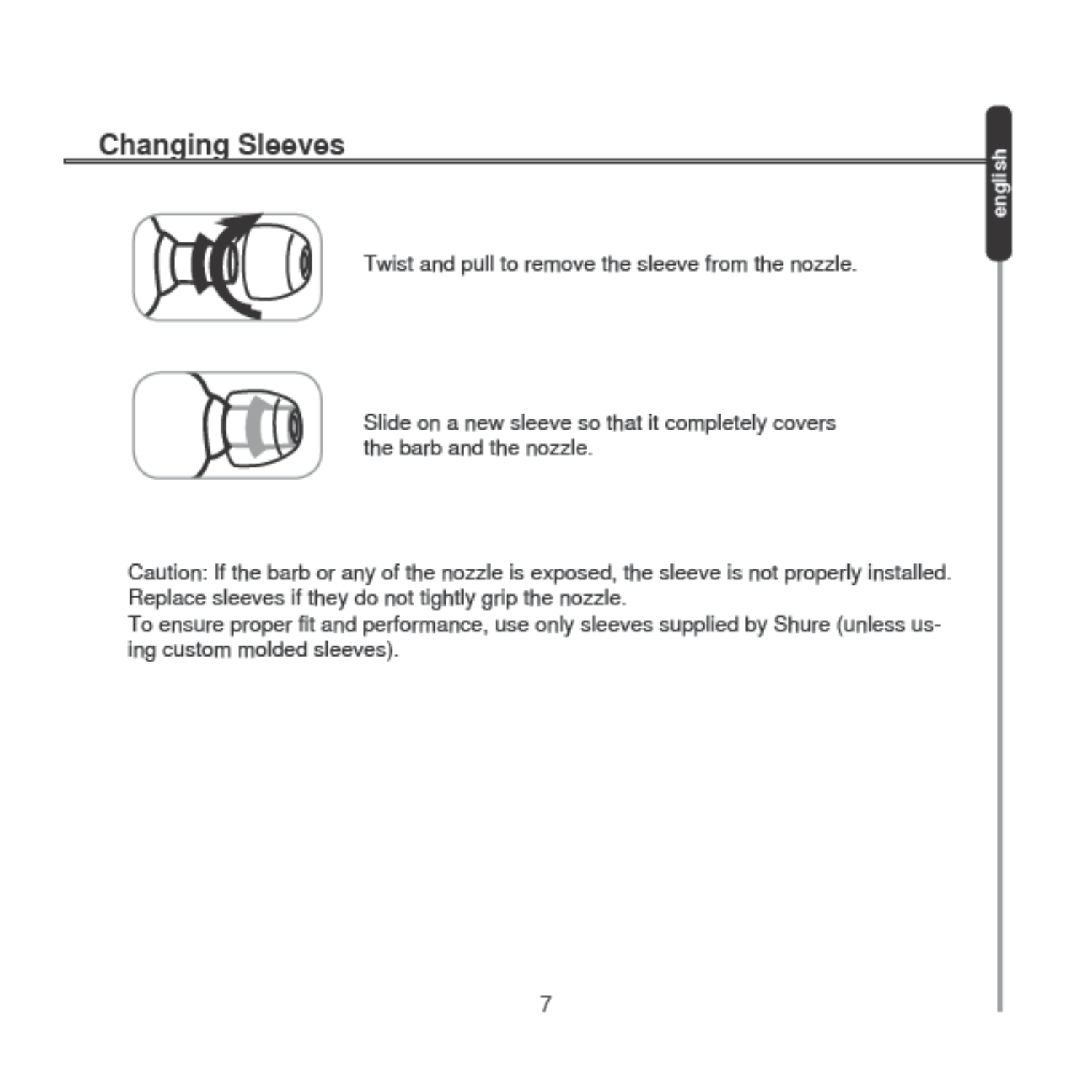## Changing Sleeves

Twist and pull to remove the sleeve from the nozzle.

Slide on a new sleeve so that it completely covers the barb and the nozzle.

Caution: If the barb or any of the nozzle is exposed, the sleeve is not properly installed. Replace sleeves if they do not tightly grip the nozzle.
To ensure proper fit and performance, use only sleeves supplied by Shure (unless using custom molded sleeves).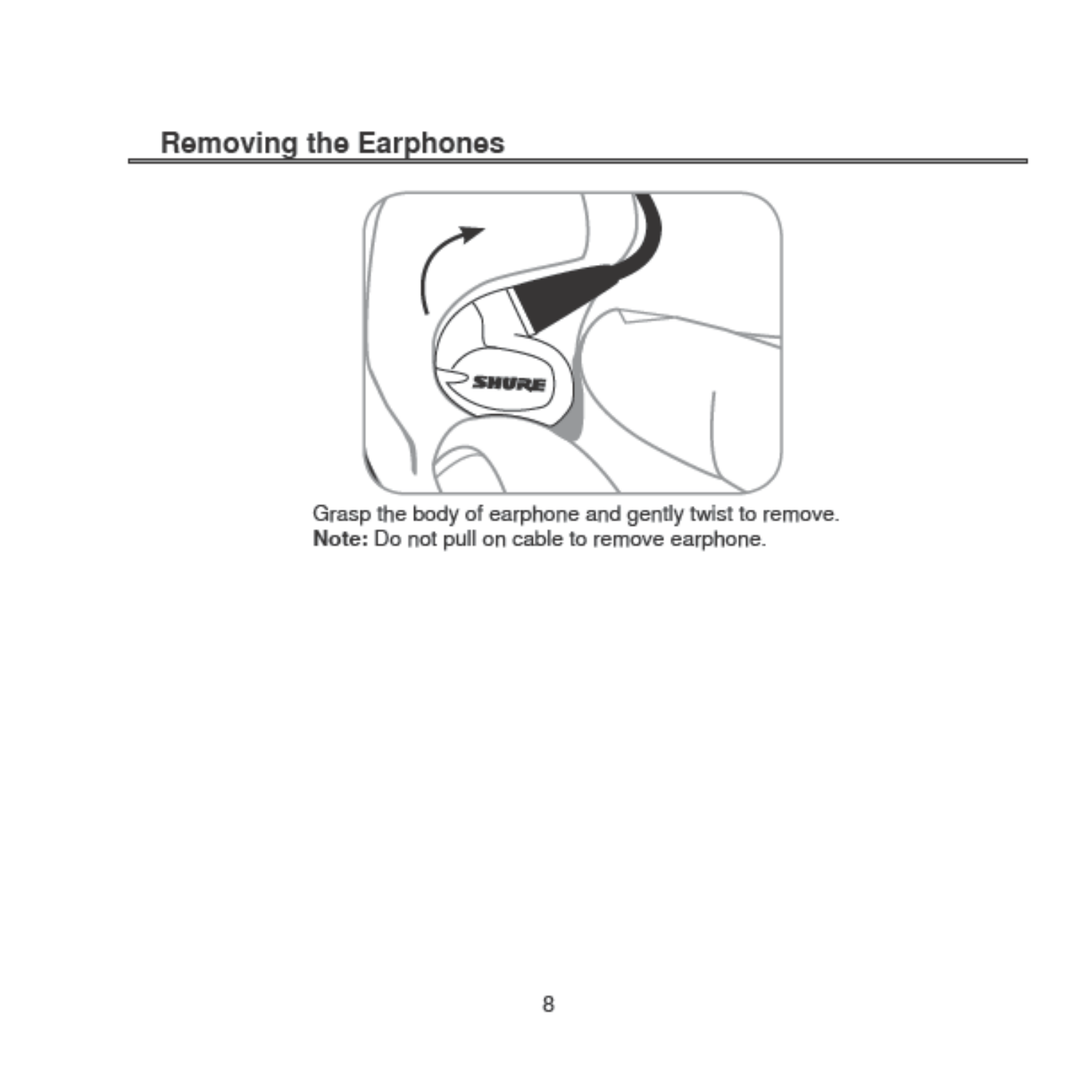## Removing the Earphones

Grasp the body of earphone and gently twist to remove.
**Note:** Do not pull on cable to remove earphone.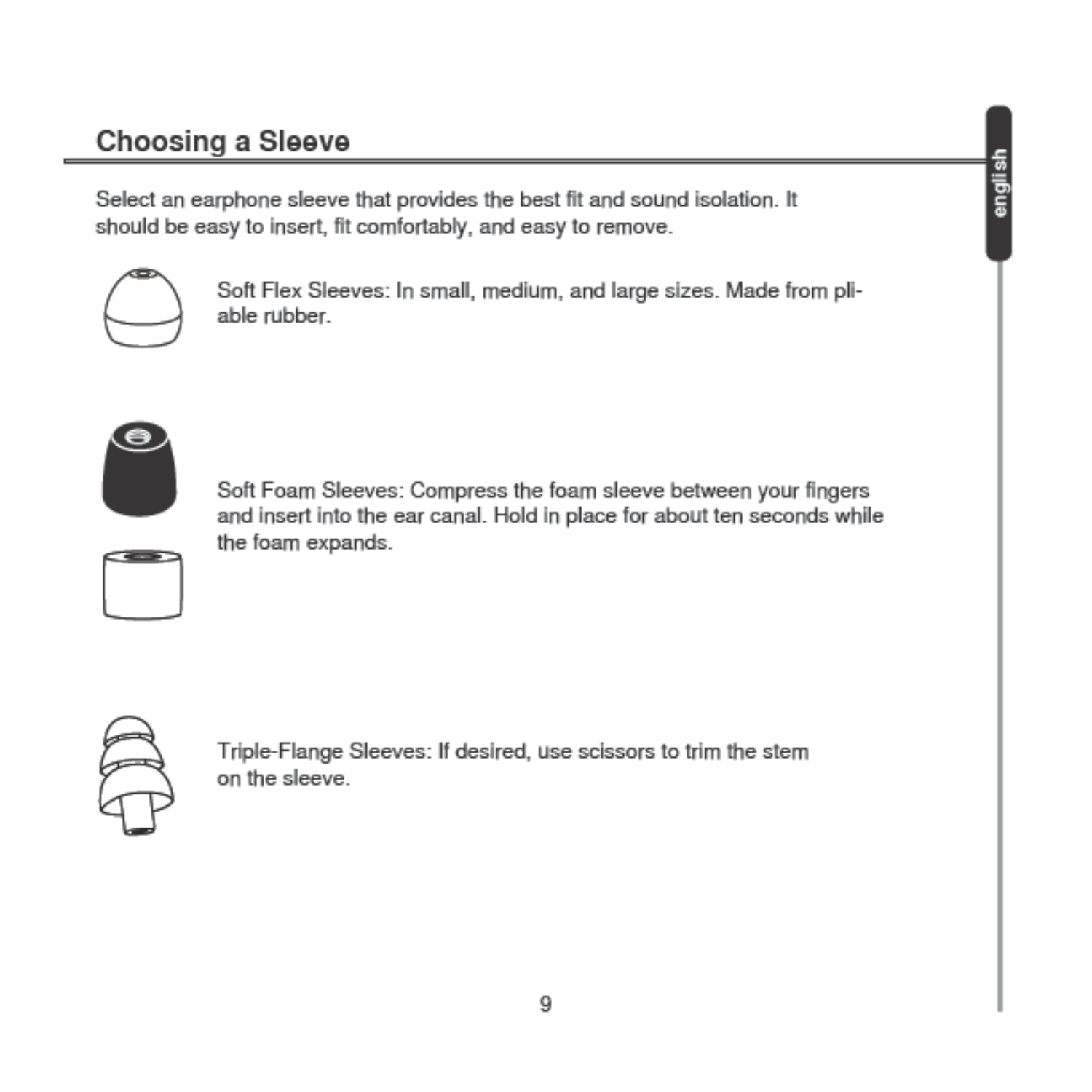## Choosing a Sleeve

Select an earphone sleeve that provides the best fit and sound isolation. It should be easy to insert, fit comfortably, and easy to remove.

Soft Flex Sleeves: In small, medium, and large sizes. Made from pliable rubber.

Soft Foam Sleeves: Compress the foam sleeve between your fingers and insert into the ear canal. Hold in place for about ten seconds while the foam expands.

Triple-Flange Sleeves: If desired, use scissors to trim the stem on the sleeve.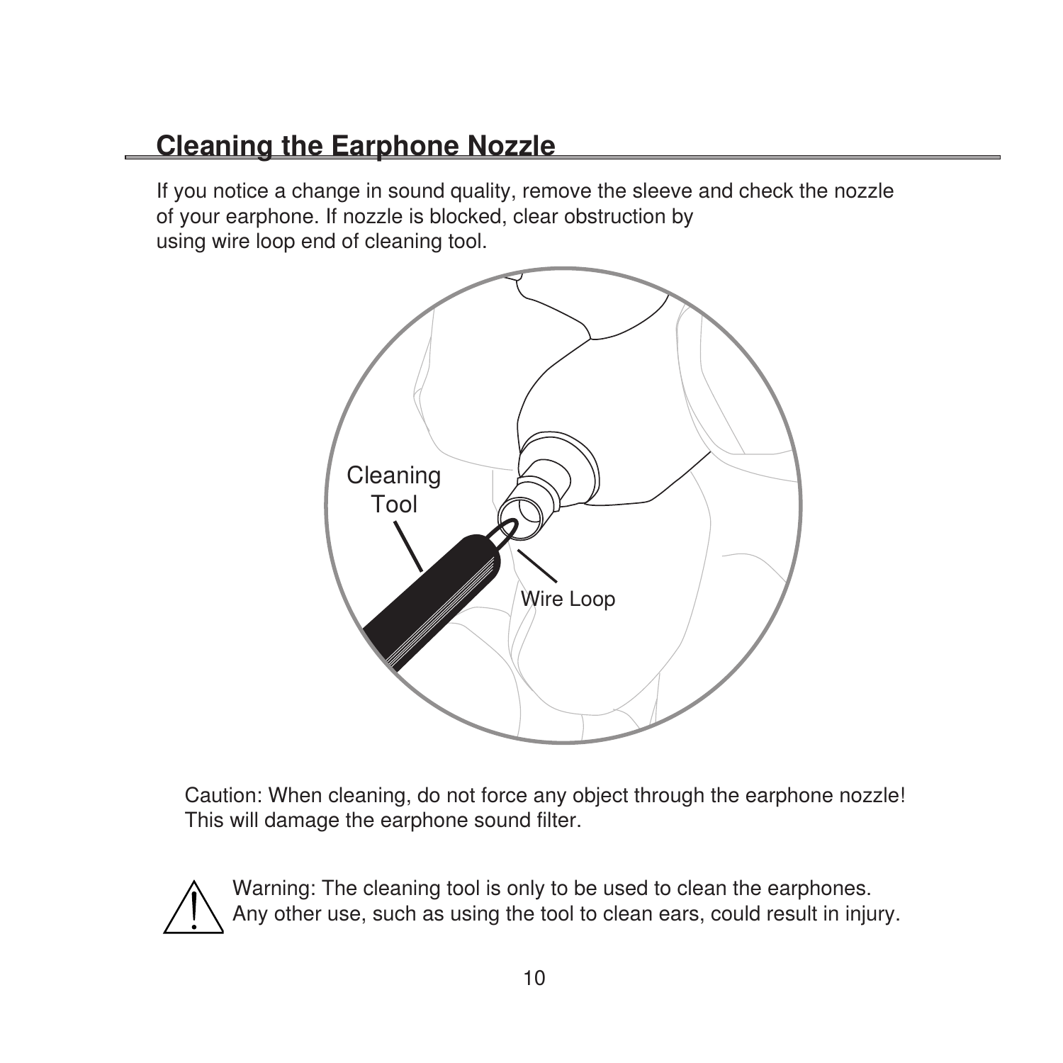## Cleaning the Earphone Nozzle

If you notice a change in sound quality, remove the sleeve and check the nozzle of your earphone. If nozzle is blocked, clear obstruction by using wire loop end of cleaning tool.

Cleaning Tool

Wire Loop

Caution: When cleaning, do not force any object through the earphone nozzle! This will damage the earphone sound filter.

⚠ Warning: The cleaning tool is only to be used to clean the earphones. Any other use, such as using the tool to clean ears, could result in injury.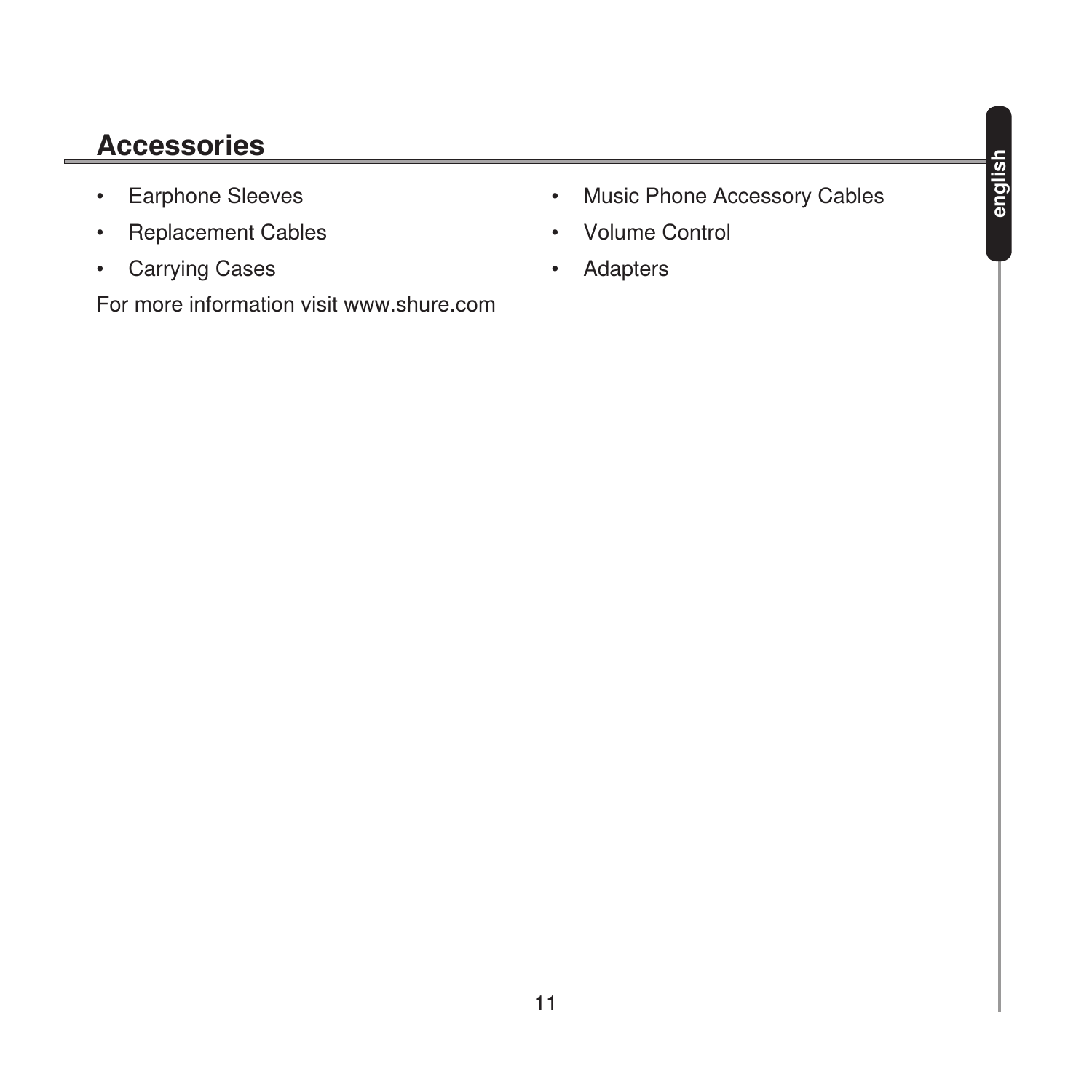## Accessories

- Earphone Sleeves
- Replacement Cables
- Carrying Cases
- Music Phone Accessory Cables
- Volume Control
- Adapters

For more information visit www.shure.com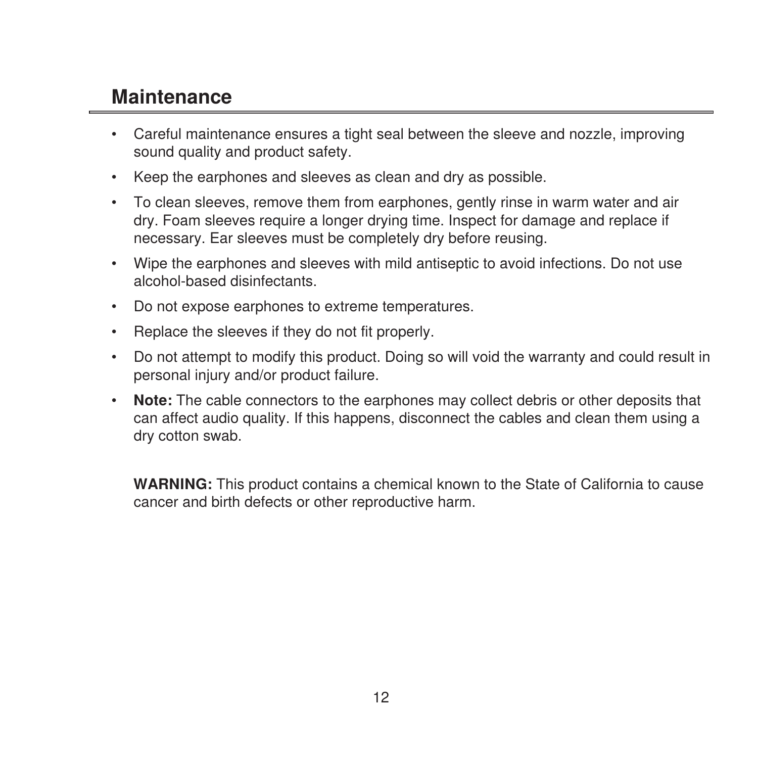## Maintenance

- Careful maintenance ensures a tight seal between the sleeve and nozzle, improving sound quality and product safety.
- Keep the earphones and sleeves as clean and dry as possible.
- To clean sleeves, remove them from earphones, gently rinse in warm water and air dry. Foam sleeves require a longer drying time. Inspect for damage and replace if necessary. Ear sleeves must be completely dry before reusing.
- Wipe the earphones and sleeves with mild antiseptic to avoid infections. Do not use alcohol-based disinfectants.
- Do not expose earphones to extreme temperatures.
- Replace the sleeves if they do not fit properly.
- Do not attempt to modify this product. Doing so will void the warranty and could result in personal injury and/or product failure.
- **Note:** The cable connectors to the earphones may collect debris or other deposits that can affect audio quality. If this happens, disconnect the cables and clean them using a dry cotton swab.

**WARNING:** This product contains a chemical known to the State of California to cause cancer and birth defects or other reproductive harm.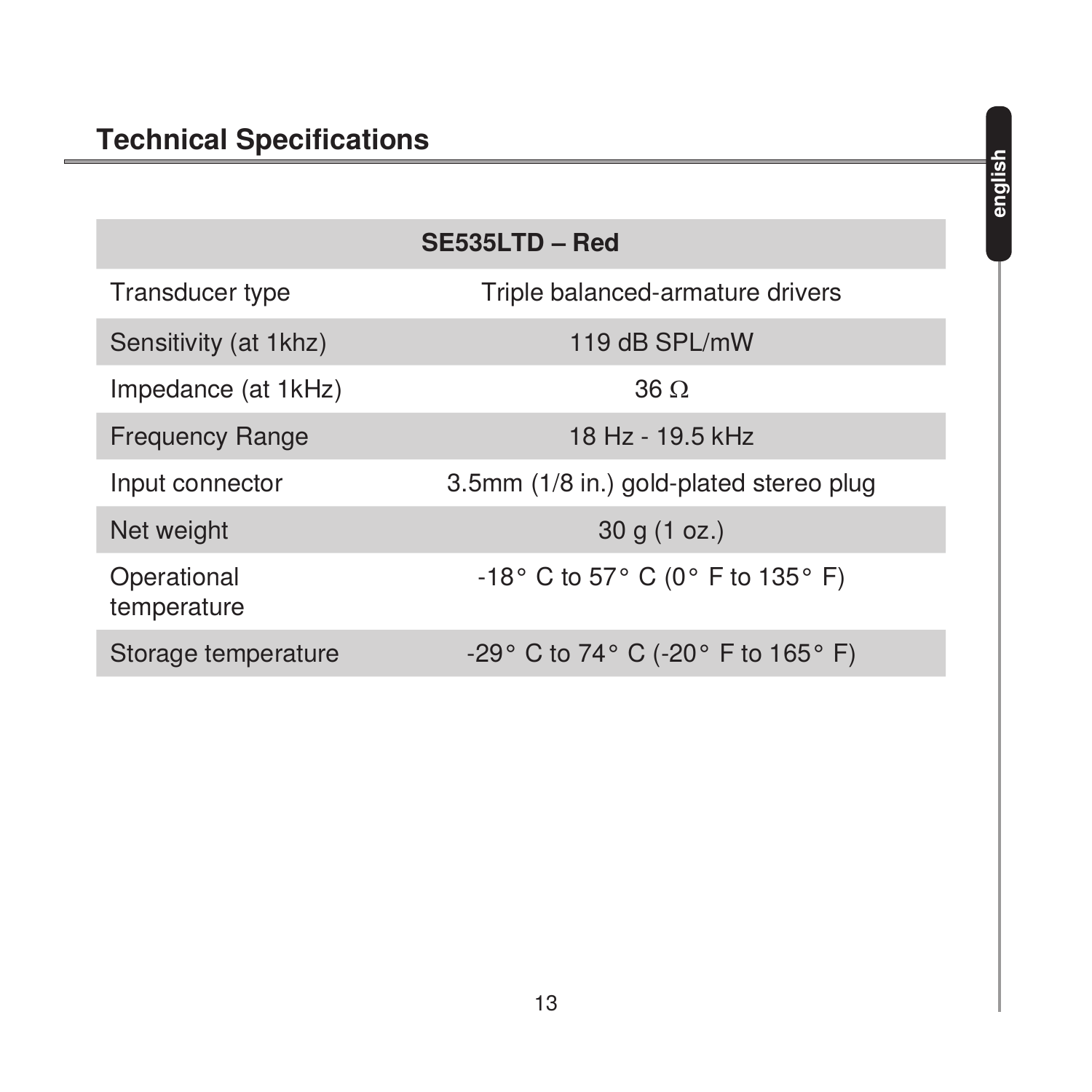## Technical Specifications

| SE535LTD – Red | |
|---|---|
| Transducer type | Triple balanced-armature drivers |
| Sensitivity (at 1khz) | 119 dB SPL/mW |
| Impedance (at 1kHz) | 36 Ω |
| Frequency Range | 18 Hz - 19.5 kHz |
| Input connector | 3.5mm (1/8 in.) gold-plated stereo plug |
| Net weight | 30 g (1 oz.) |
| Operational temperature | -18° C to 57° C (0° F to 135° F) |
| Storage temperature | -29° C to 74° C (-20° F to 165° F) |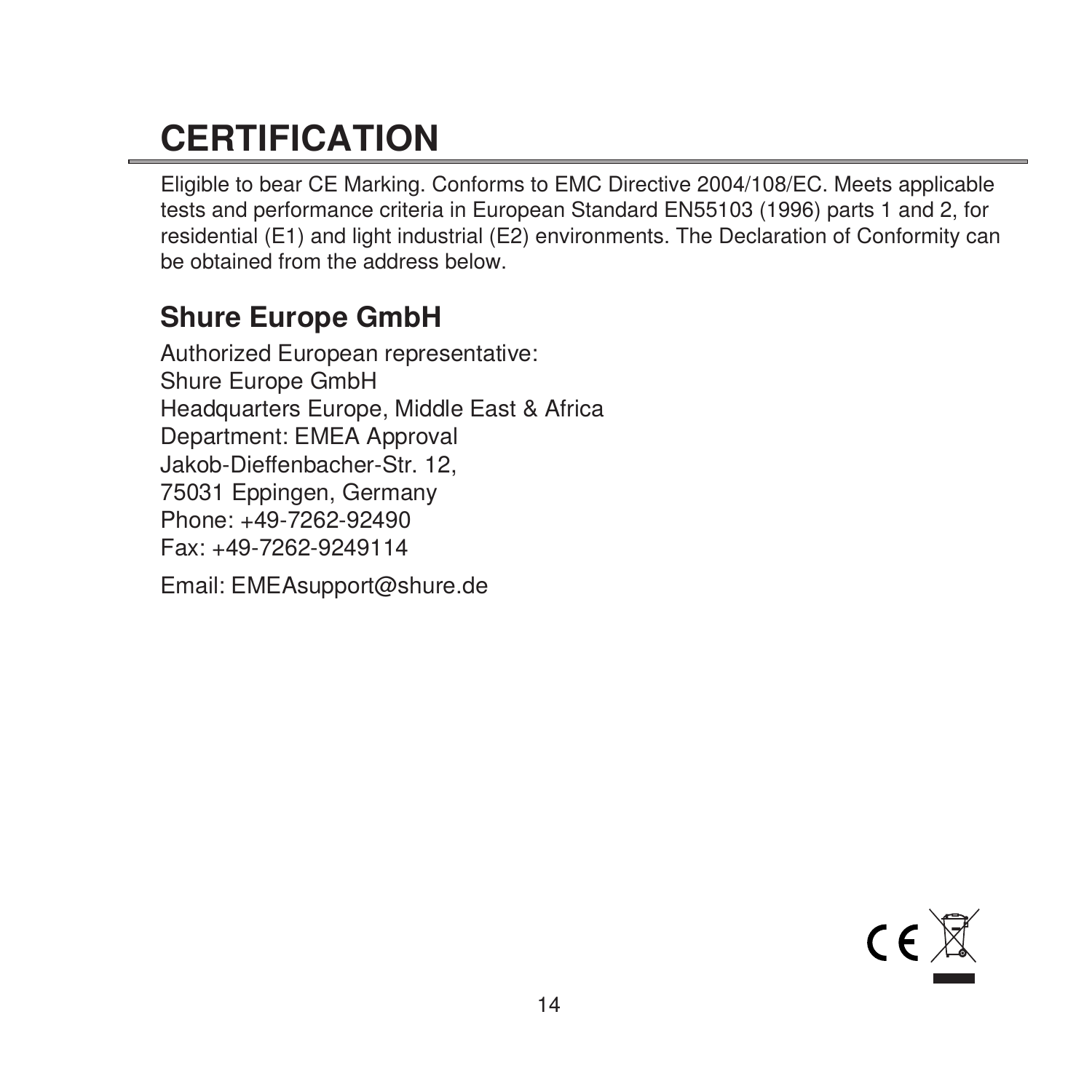# CERTIFICATION

Eligible to bear CE Marking. Conforms to EMC Directive 2004/108/EC. Meets applicable tests and performance criteria in European Standard EN55103 (1996) parts 1 and 2, for residential (E1) and light industrial (E2) environments. The Declaration of Conformity can be obtained from the address below.

## Shure Europe GmbH

Authorized European representative:
Shure Europe GmbH
Headquarters Europe, Middle East & Africa
Department: EMEA Approval
Jakob-Dieffenbacher-Str. 12,
75031 Eppingen, Germany
Phone: +49-7262-92490
Fax: +49-7262-9249114

Email: EMEAsupport@shure.de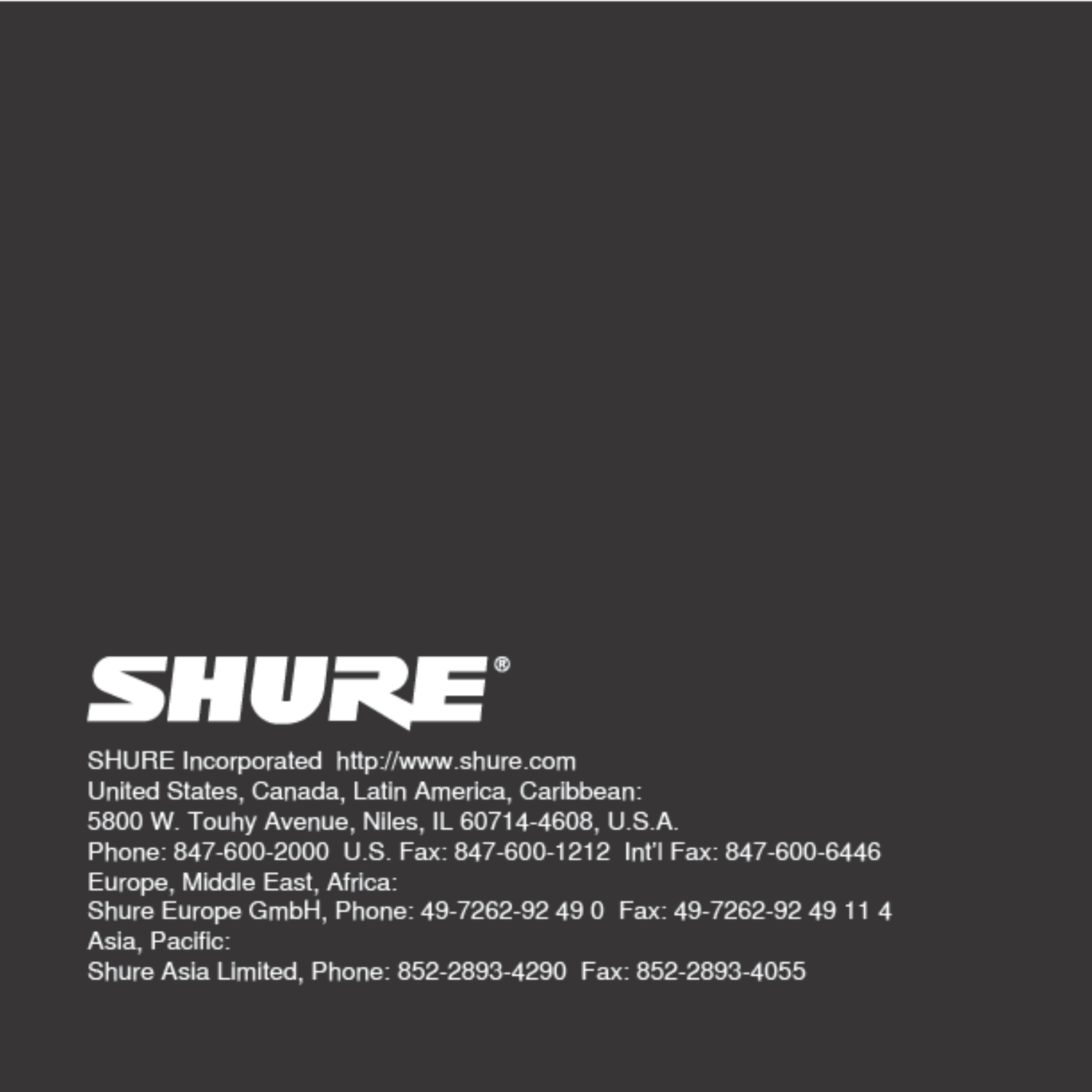SHURE®

SHURE Incorporated  http://www.shure.com
United States, Canada, Latin America, Caribbean:
5800 W. Touhy Avenue, Niles, IL 60714-4608, U.S.A.
Phone: 847-600-2000  U.S. Fax: 847-600-1212  Int'l Fax: 847-600-6446
Europe, Middle East, Africa:
Shure Europe GmbH, Phone: 49-7262-92 49 0  Fax: 49-7262-92 49 11 4
Asia, Pacific:
Shure Asia Limited, Phone: 852-2893-4290  Fax: 852-2893-4055